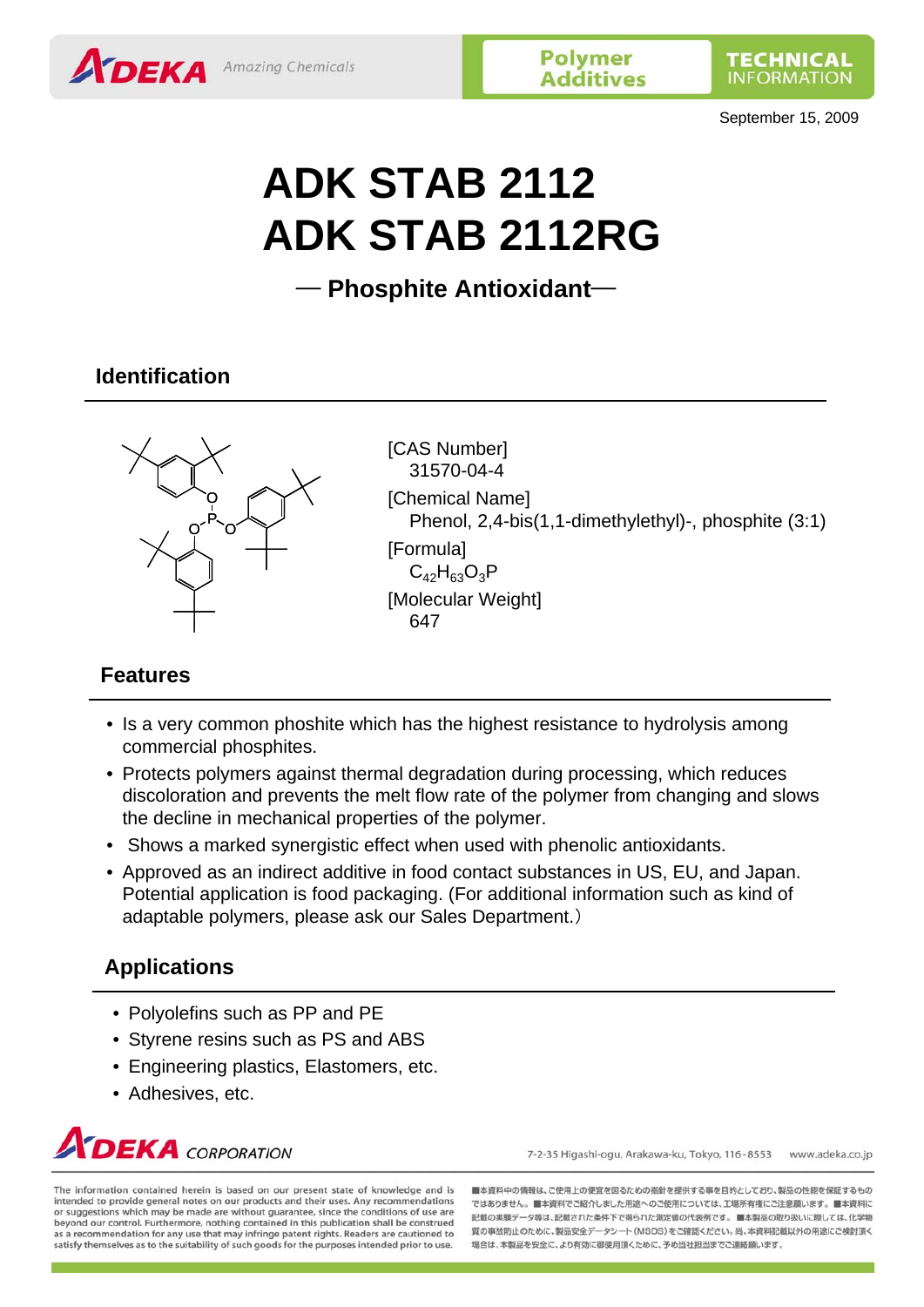September 15, 2009

# ADK STAB 2112
# ADK STAB 2112RG

## ― Phosphite Antioxidant―

## Identification

[CAS Number]
31570-04-4

[Chemical Name]
Phenol, 2,4-bis(1,1-dimethylethyl)-, phosphite (3:1)

[Formula]
$C_{42}H_{63}O_3P$

[Molecular Weight]
647

## Features

- Is a very common phoshite which has the highest resistance to hydrolysis among commercial phosphites.
- Protects polymers against thermal degradation during processing, which reduces discoloration and prevents the melt flow rate of the polymer from changing and slows the decline in mechanical properties of the polymer.
- Shows a marked synergistic effect when used with phenolic antioxidants.
- Approved as an indirect additive in food contact substances in US, EU, and Japan. Potential application is food packaging. (For additional information such as kind of adaptable polymers, please ask our Sales Department.）

## Applications

- Polyolefins such as PP and PE
- Styrene resins such as PS and ABS
- Engineering plastics, Elastomers, etc.
- Adhesives, etc.

ADEKA CORPORATION

7-2-35 Higashi-ogu, Arakawa-ku, Tokyo, 116-8553 www.adeka.co.jp

The information contained herein is based on our present state of knowledge and is intended to provide general notes on our products and their uses. Any recommendations or suggestions which may be made are without guarantee, since the conditions of use are beyond our control. Furthermore, nothing contained in this publication shall be construed as a recommendation for any use that may infringe patent rights. Readers are cautioned to satisfy themselves as to the suitability of such goods for the purposes intended prior to use.

■本資料中の情報は、ご使用上の便宜を図るための指針を提供する事を目的としており、製品の性能を保証するものではありません。■本資料でご紹介しました用途へのご使用については、工業所有権にご注意願います。■本資料に記載の実験データ等は、記載された条件下で得られた測定値の代表例です。■本製品の取り扱いに際しては、化学物質の事故防止のために、製品安全データシート(MSDS)をご確認ください。尚、本資料記載以外の用途にご検討頂く場合は、本製品を安全に、より有効に御使用頂くために、予め当社担当までご連絡願います。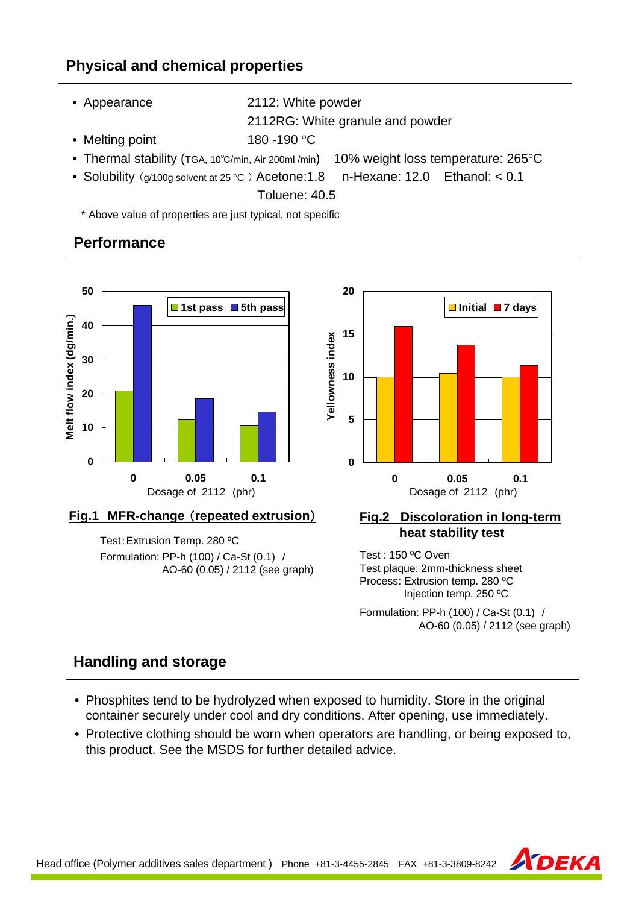## Physical and chemical properties

- Appearance — 2112: White powder; 2112RG: White granule and powder
- Melting point — 180 -190 °C
- Thermal stability (TGA, 10℃/min, Air 200ml /min) — 10% weight loss temperature: 265°C
- Solubility（g/100g solvent at 25 °C） — Acetone:1.8 n-Hexane: 12.0 Ethanol: < 0.1 Toluene: 40.5

\* Above value of properties are just typical, not specific

## Performance

50
40
30
20
10
0
Melt flow index (dg/min.)
1st pass 5th pass
0 0.05 0.1
Dosage of 2112 (phr)

**Fig.1 MFR-change（repeated extrusion）**

Test：Extrusion Temp. 280 ºC
Formulation: PP-h (100) / Ca-St (0.1) / AO-60 (0.05) / 2112 (see graph)

20
15
10
5
0
Yellowness index
Initial 7 days
0 0.05 0.1
Dosage of 2112 (phr)

**Fig.2 Discoloration in long-term heat stability test**

Test : 150 ºC Oven
Test plaque: 2mm-thickness sheet
Process: Extrusion temp. 280 ºC
Injection temp. 250 ºC

Formulation: PP-h (100) / Ca-St (0.1) / AO-60 (0.05) / 2112 (see graph)

## Handling and storage

- Phosphites tend to be hydrolyzed when exposed to humidity. Store in the original container securely under cool and dry conditions. After opening, use immediately.
- Protective clothing should be worn when operators are handling, or being exposed to, this product. See the MSDS for further detailed advice.

Head office (Polymer additives sales department ) Phone +81-3-4455-2845 FAX +81-3-3809-8242 ADEKA